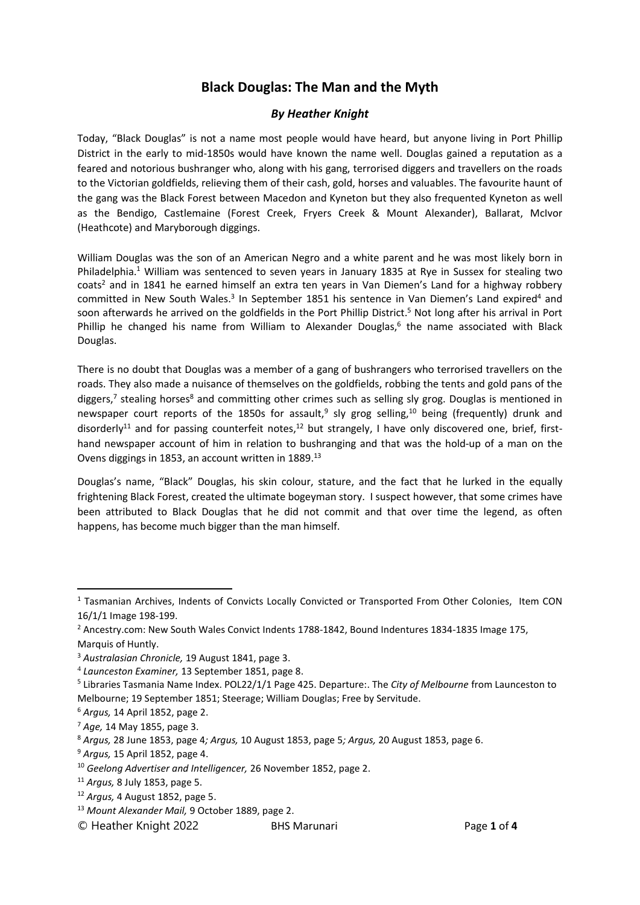# Black Douglas: The Man and the Myth

### *By Heather Knight*

Today, "Black Douglas" is not a name most people would have heard, but anyone living in Port Phillip District in the early to mid-1850s would have known the name well. Douglas gained a reputation as a feared and notorious bushranger who, along with his gang, terrorised diggers and travellers on the roads to the Victorian goldfields, relieving them of their cash, gold, horses and valuables. The favourite haunt of the gang was the Black Forest between Macedon and Kyneton but they also frequented Kyneton as well as the Bendigo, Castlemaine (Forest Creek, Fryers Creek & Mount Alexander), Ballarat, McIvor (Heathcote) and Maryborough diggings.

William Douglas was the son of an American Negro and a white parent and he was most likely born in Philadelphia.[1] William was sentenced to seven years in January 1835 at Rye in Sussex for stealing two coats[2] and in 1841 he earned himself an extra ten years in Van Diemen's Land for a highway robbery committed in New South Wales.[3] In September 1851 his sentence in Van Diemen's Land expired[4] and soon afterwards he arrived on the goldfields in the Port Phillip District.[5] Not long after his arrival in Port Phillip he changed his name from William to Alexander Douglas,[6] the name associated with Black Douglas.

There is no doubt that Douglas was a member of a gang of bushrangers who terrorised travellers on the roads. They also made a nuisance of themselves on the goldfields, robbing the tents and gold pans of the diggers,[7] stealing horses[8] and committing other crimes such as selling sly grog. Douglas is mentioned in newspaper court reports of the 1850s for assault,[9] sly grog selling,[10] being (frequently) drunk and disorderly[11] and for passing counterfeit notes,[12] but strangely, I have only discovered one, brief, first-hand newspaper account of him in relation to bushranging and that was the hold-up of a man on the Ovens diggings in 1853, an account written in 1889.[13]

Douglas's name, "Black" Douglas, his skin colour, stature, and the fact that he lurked in the equally frightening Black Forest, created the ultimate bogeyman story. I suspect however, that some crimes have been attributed to Black Douglas that he did not commit and that over time the legend, as often happens, has become much bigger than the man himself.

---

[1] Tasmanian Archives, Indents of Convicts Locally Convicted or Transported From Other Colonies, Item CON 16/1/1 Image 198-199.

[2] Ancestry.com: New South Wales Convict Indents 1788-1842, Bound Indentures 1834-1835 Image 175, Marquis of Huntly.

[3] *Australasian Chronicle,* 19 August 1841, page 3.

[4] *Launceston Examiner,* 13 September 1851, page 8.

[5] Libraries Tasmania Name Index. POL22/1/1 Page 425. Departure:. The *City of Melbourne* from Launceston to Melbourne; 19 September 1851; Steerage; William Douglas; Free by Servitude.

[6] *Argus,* 14 April 1852, page 2.

[7] *Age,* 14 May 1855, page 3.

[8] *Argus,* 28 June 1853, page 4*; Argus,* 10 August 1853, page 5*; Argus,* 20 August 1853, page 6.

[9] *Argus,* 15 April 1852, page 4.

[10] *Geelong Advertiser and Intelligencer,* 26 November 1852, page 2.

[11] *Argus,* 8 July 1853, page 5.

[12] *Argus,* 4 August 1852, page 5.

[13] *Mount Alexander Mail,* 9 October 1889, page 2.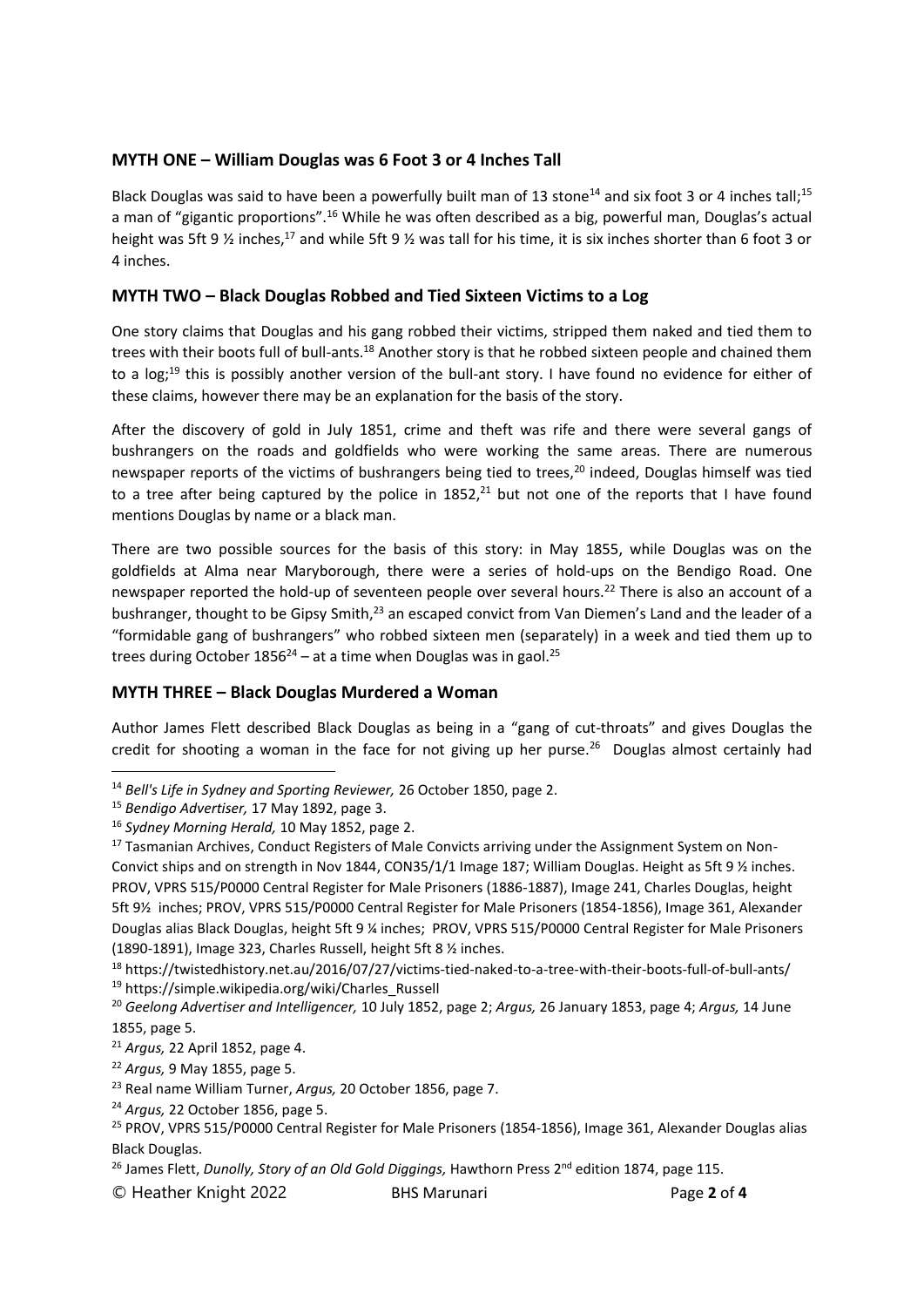## MYTH ONE – William Douglas was 6 Foot 3 or 4 Inches Tall

Black Douglas was said to have been a powerfully built man of 13 stone[14] and six foot 3 or 4 inches tall;[15] a man of "gigantic proportions".[16] While he was often described as a big, powerful man, Douglas's actual height was 5ft 9 ½ inches,[17] and while 5ft 9 ½ was tall for his time, it is six inches shorter than 6 foot 3 or 4 inches.

## MYTH TWO – Black Douglas Robbed and Tied Sixteen Victims to a Log

One story claims that Douglas and his gang robbed their victims, stripped them naked and tied them to trees with their boots full of bull-ants.[18] Another story is that he robbed sixteen people and chained them to a log;[19] this is possibly another version of the bull-ant story. I have found no evidence for either of these claims, however there may be an explanation for the basis of the story.

After the discovery of gold in July 1851, crime and theft was rife and there were several gangs of bushrangers on the roads and goldfields who were working the same areas. There are numerous newspaper reports of the victims of bushrangers being tied to trees,[20] indeed, Douglas himself was tied to a tree after being captured by the police in 1852,[21] but not one of the reports that I have found mentions Douglas by name or a black man.

There are two possible sources for the basis of this story: in May 1855, while Douglas was on the goldfields at Alma near Maryborough, there were a series of hold-ups on the Bendigo Road. One newspaper reported the hold-up of seventeen people over several hours.[22] There is also an account of a bushranger, thought to be Gipsy Smith,[23] an escaped convict from Van Diemen's Land and the leader of a "formidable gang of bushrangers" who robbed sixteen men (separately) in a week and tied them up to trees during October 1856[24] – at a time when Douglas was in gaol.[25]

## MYTH THREE – Black Douglas Murdered a Woman

Author James Flett described Black Douglas as being in a "gang of cut-throats" and gives Douglas the credit for shooting a woman in the face for not giving up her purse.[26] Douglas almost certainly had

---

[14] *Bell's Life in Sydney and Sporting Reviewer,* 26 October 1850, page 2.

[15] *Bendigo Advertiser,* 17 May 1892, page 3.

[16] *Sydney Morning Herald,* 10 May 1852, page 2.

[17] Tasmanian Archives, Conduct Registers of Male Convicts arriving under the Assignment System on Non-Convict ships and on strength in Nov 1844, CON35/1/1 Image 187; William Douglas. Height as 5ft 9 ½ inches. PROV, VPRS 515/P0000 Central Register for Male Prisoners (1886-1887), Image 241, Charles Douglas, height 5ft 9½ inches; PROV, VPRS 515/P0000 Central Register for Male Prisoners (1854-1856), Image 361, Alexander Douglas alias Black Douglas, height 5ft 9 ¼ inches; PROV, VPRS 515/P0000 Central Register for Male Prisoners (1890-1891), Image 323, Charles Russell, height 5ft 8 ½ inches.

[18] https://twistedhistory.net.au/2016/07/27/victims-tied-naked-to-a-tree-with-their-boots-full-of-bull-ants/

[19] https://simple.wikipedia.org/wiki/Charles_Russell

[20] *Geelong Advertiser and Intelligencer,* 10 July 1852, page 2; *Argus,* 26 January 1853, page 4; *Argus,* 14 June 1855, page 5.

[21] *Argus,* 22 April 1852, page 4.

[22] *Argus,* 9 May 1855, page 5.

[23] Real name William Turner, *Argus,* 20 October 1856, page 7.

[24] *Argus,* 22 October 1856, page 5.

[25] PROV, VPRS 515/P0000 Central Register for Male Prisoners (1854-1856), Image 361, Alexander Douglas alias Black Douglas.

[26] James Flett, *Dunolly, Story of an Old Gold Diggings,* Hawthorn Press 2nd edition 1874, page 115.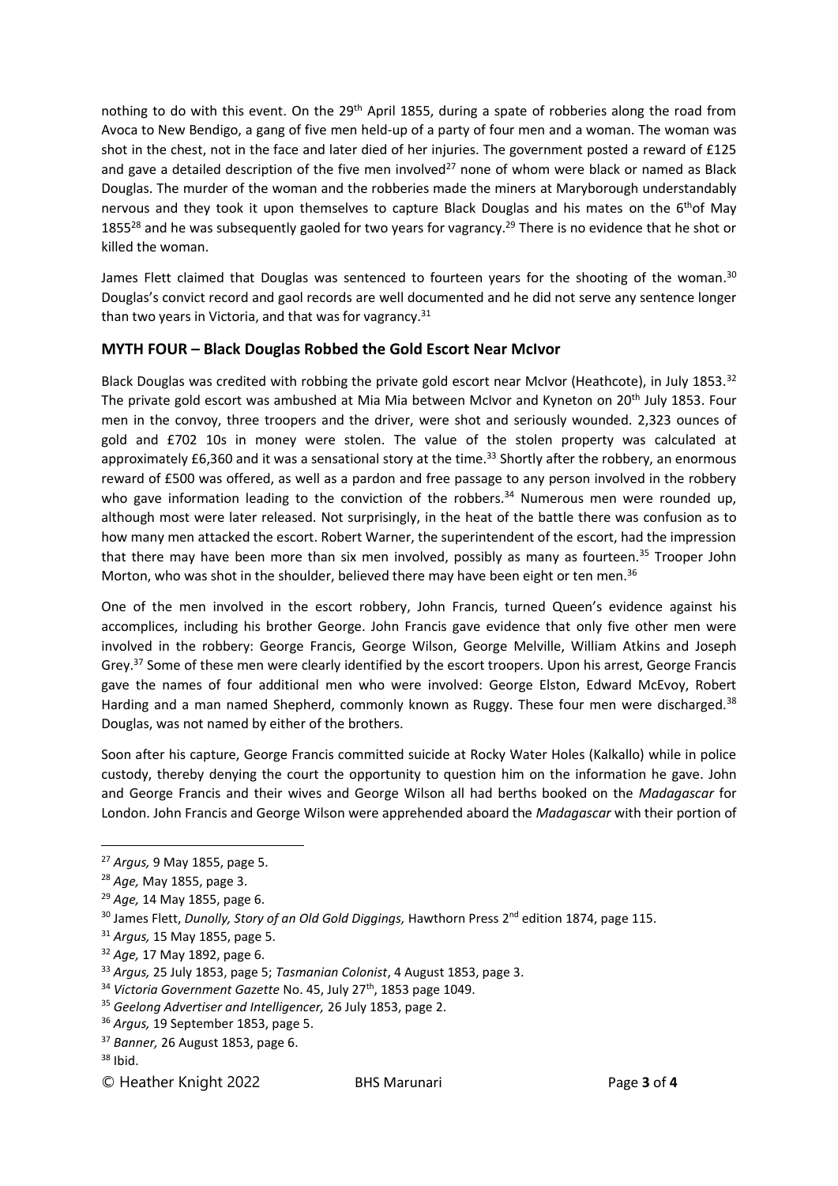nothing to do with this event. On the 29th April 1855, during a spate of robberies along the road from Avoca to New Bendigo, a gang of five men held-up of a party of four men and a woman. The woman was shot in the chest, not in the face and later died of her injuries. The government posted a reward of £125 and gave a detailed description of the five men involved[27] none of whom were black or named as Black Douglas. The murder of the woman and the robberies made the miners at Maryborough understandably nervous and they took it upon themselves to capture Black Douglas and his mates on the 6th of May 1855[28] and he was subsequently gaoled for two years for vagrancy.[29] There is no evidence that he shot or killed the woman.

James Flett claimed that Douglas was sentenced to fourteen years for the shooting of the woman.[30] Douglas's convict record and gaol records are well documented and he did not serve any sentence longer than two years in Victoria, and that was for vagrancy.[31]

## MYTH FOUR – Black Douglas Robbed the Gold Escort Near McIvor

Black Douglas was credited with robbing the private gold escort near McIvor (Heathcote), in July 1853.[32] The private gold escort was ambushed at Mia Mia between McIvor and Kyneton on 20th July 1853. Four men in the convoy, three troopers and the driver, were shot and seriously wounded. 2,323 ounces of gold and £702 10s in money were stolen. The value of the stolen property was calculated at approximately £6,360 and it was a sensational story at the time.[33] Shortly after the robbery, an enormous reward of £500 was offered, as well as a pardon and free passage to any person involved in the robbery who gave information leading to the conviction of the robbers.[34] Numerous men were rounded up, although most were later released. Not surprisingly, in the heat of the battle there was confusion as to how many men attacked the escort. Robert Warner, the superintendent of the escort, had the impression that there may have been more than six men involved, possibly as many as fourteen.[35] Trooper John Morton, who was shot in the shoulder, believed there may have been eight or ten men.[36]

One of the men involved in the escort robbery, John Francis, turned Queen's evidence against his accomplices, including his brother George. John Francis gave evidence that only five other men were involved in the robbery: George Francis, George Wilson, George Melville, William Atkins and Joseph Grey.[37] Some of these men were clearly identified by the escort troopers. Upon his arrest, George Francis gave the names of four additional men who were involved: George Elston, Edward McEvoy, Robert Harding and a man named Shepherd, commonly known as Ruggy. These four men were discharged.[38] Douglas, was not named by either of the brothers.

Soon after his capture, George Francis committed suicide at Rocky Water Holes (Kalkallo) while in police custody, thereby denying the court the opportunity to question him on the information he gave. John and George Francis and their wives and George Wilson all had berths booked on the *Madagascar* for London. John Francis and George Wilson were apprehended aboard the *Madagascar* with their portion of

---

[27] *Argus,* 9 May 1855, page 5.

[28] *Age,* May 1855, page 3.

[29] *Age,* 14 May 1855, page 6.

[30] James Flett, *Dunolly, Story of an Old Gold Diggings,* Hawthorn Press 2nd edition 1874, page 115.

[31] *Argus,* 15 May 1855, page 5.

[32] *Age,* 17 May 1892, page 6.

[33] *Argus,* 25 July 1853, page 5; *Tasmanian Colonist*, 4 August 1853, page 3.

[34] *Victoria Government Gazette* No. 45, July 27th, 1853 page 1049.

[35] *Geelong Advertiser and Intelligencer,* 26 July 1853, page 2.

[36] *Argus,* 19 September 1853, page 5.

[37] *Banner,* 26 August 1853, page 6.

[38] Ibid.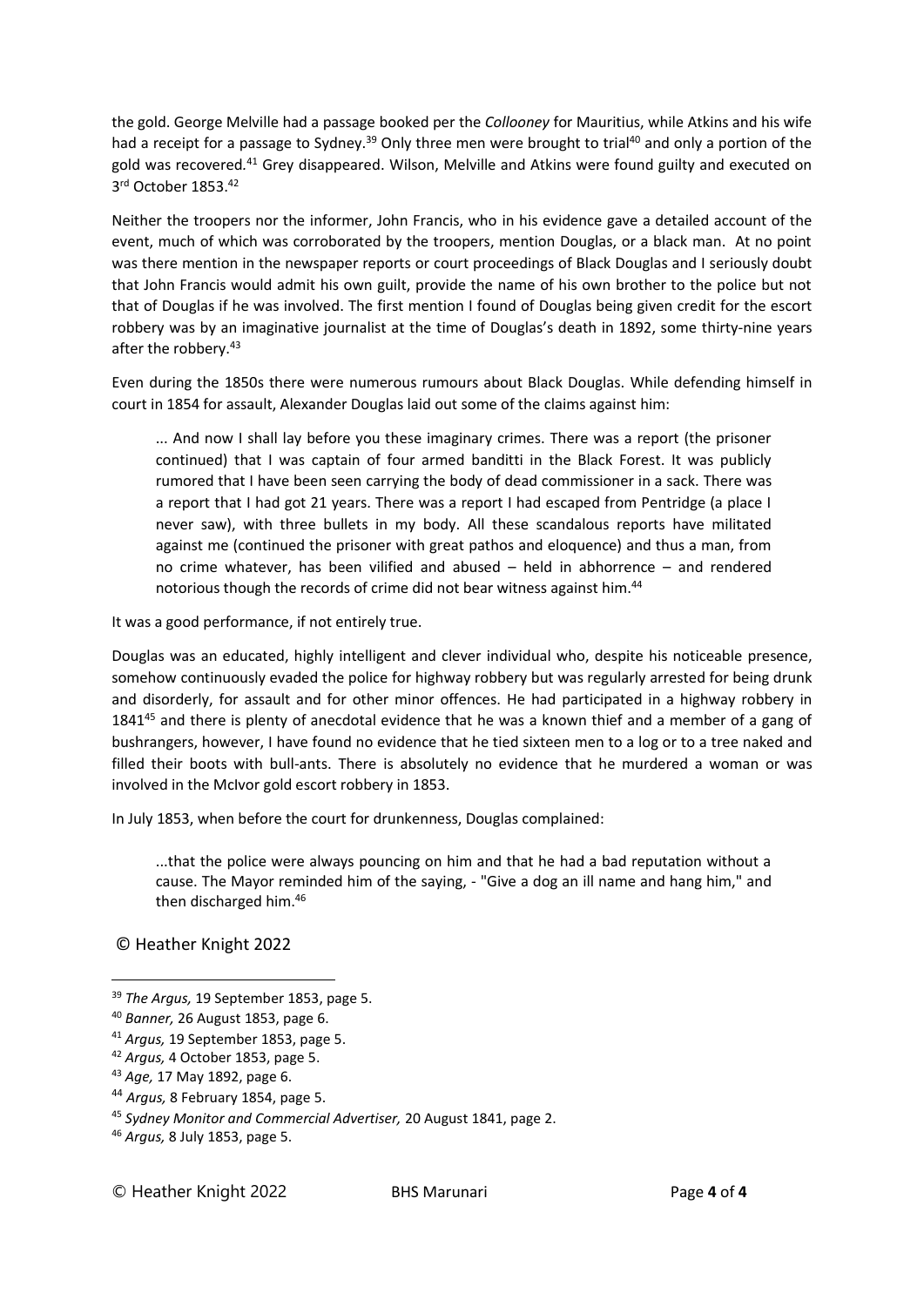the gold. George Melville had a passage booked per the *Collooney* for Mauritius, while Atkins and his wife had a receipt for a passage to Sydney.[39] Only three men were brought to trial[40] and only a portion of the gold was recovered.[41] Grey disappeared. Wilson, Melville and Atkins were found guilty and executed on 3rd October 1853.[42]

Neither the troopers nor the informer, John Francis, who in his evidence gave a detailed account of the event, much of which was corroborated by the troopers, mention Douglas, or a black man. At no point was there mention in the newspaper reports or court proceedings of Black Douglas and I seriously doubt that John Francis would admit his own guilt, provide the name of his own brother to the police but not that of Douglas if he was involved. The first mention I found of Douglas being given credit for the escort robbery was by an imaginative journalist at the time of Douglas's death in 1892, some thirty-nine years after the robbery.[43]

Even during the 1850s there were numerous rumours about Black Douglas. While defending himself in court in 1854 for assault, Alexander Douglas laid out some of the claims against him:

> ... And now I shall lay before you these imaginary crimes. There was a report (the prisoner continued) that I was captain of four armed banditti in the Black Forest. It was publicly rumored that I have been seen carrying the body of dead commissioner in a sack. There was a report that I had got 21 years. There was a report I had escaped from Pentridge (a place I never saw), with three bullets in my body. All these scandalous reports have militated against me (continued the prisoner with great pathos and eloquence) and thus a man, from no crime whatever, has been vilified and abused – held in abhorrence – and rendered notorious though the records of crime did not bear witness against him.[44]

It was a good performance, if not entirely true.

Douglas was an educated, highly intelligent and clever individual who, despite his noticeable presence, somehow continuously evaded the police for highway robbery but was regularly arrested for being drunk and disorderly, for assault and for other minor offences. He had participated in a highway robbery in 1841[45] and there is plenty of anecdotal evidence that he was a known thief and a member of a gang of bushrangers, however, I have found no evidence that he tied sixteen men to a log or to a tree naked and filled their boots with bull-ants. There is absolutely no evidence that he murdered a woman or was involved in the McIvor gold escort robbery in 1853.

In July 1853, when before the court for drunkenness, Douglas complained:

> ...that the police were always pouncing on him and that he had a bad reputation without a cause. The Mayor reminded him of the saying, - "Give a dog an ill name and hang him," and then discharged him.[46]

© Heather Knight 2022

---

[39] *The Argus,* 19 September 1853, page 5.

[40] *Banner,* 26 August 1853, page 6.

[41] *Argus,* 19 September 1853, page 5.

[42] *Argus,* 4 October 1853, page 5.

[43] *Age,* 17 May 1892, page 6.

[44] *Argus,* 8 February 1854, page 5.

[45] *Sydney Monitor and Commercial Advertiser,* 20 August 1841, page 2.

[46] *Argus,* 8 July 1853, page 5.